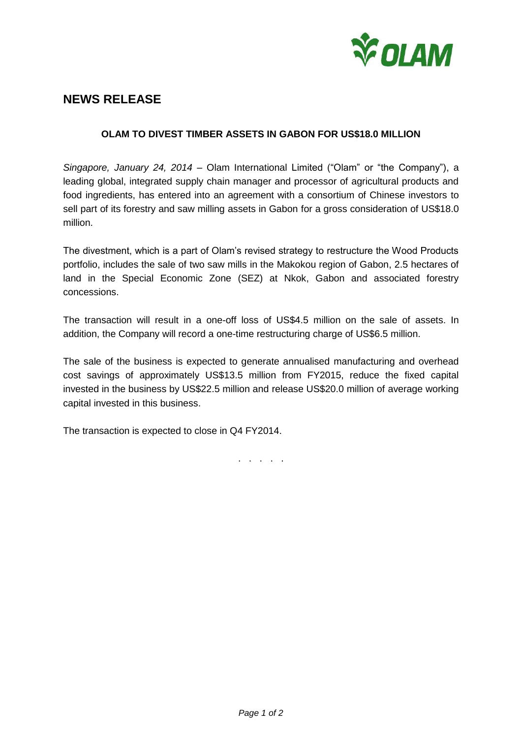# NEWS RELEASE

**OLAM TO DIVEST TIMBER ASSETS IN GABON FOR US$18.0 MILLION**

*Singapore, January 24, 2014* – Olam International Limited ("Olam" or "the Company"), a leading global, integrated supply chain manager and processor of agricultural products and food ingredients, has entered into an agreement with a consortium of Chinese investors to sell part of its forestry and saw milling assets in Gabon for a gross consideration of US$18.0 million.

The divestment, which is a part of Olam's revised strategy to restructure the Wood Products portfolio, includes the sale of two saw mills in the Makokou region of Gabon, 2.5 hectares of land in the Special Economic Zone (SEZ) at Nkok, Gabon and associated forestry concessions.

The transaction will result in a one-off loss of US$4.5 million on the sale of assets. In addition, the Company will record a one-time restructuring charge of US$6.5 million.

The sale of the business is expected to generate annualised manufacturing and overhead cost savings of approximately US$13.5 million from FY2015, reduce the fixed capital invested in the business by US$22.5 million and release US$20.0 million of average working capital invested in this business.

The transaction is expected to close in Q4 FY2014.

. . . . .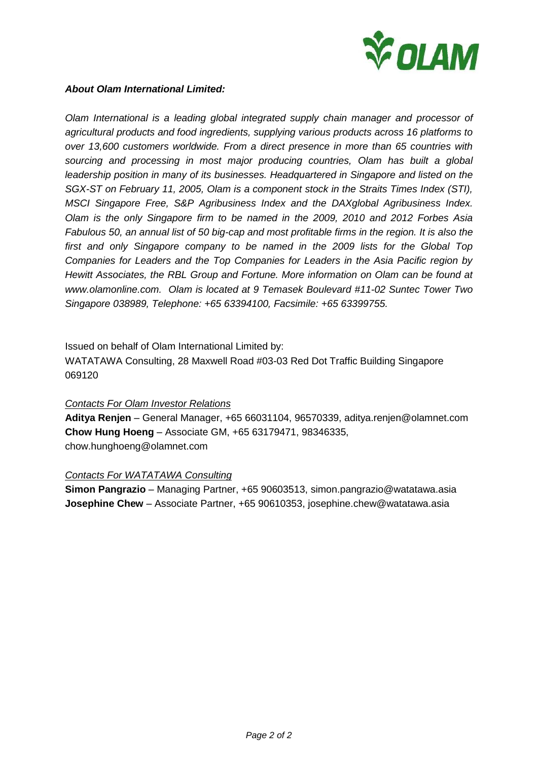***About Olam International Limited:***

*Olam International is a leading global integrated supply chain manager and processor of agricultural products and food ingredients, supplying various products across 16 platforms to over 13,600 customers worldwide. From a direct presence in more than 65 countries with sourcing and processing in most major producing countries, Olam has built a global leadership position in many of its businesses. Headquartered in Singapore and listed on the SGX-ST on February 11, 2005, Olam is a component stock in the Straits Times Index (STI), MSCI Singapore Free, S&P Agribusiness Index and the DAXglobal Agribusiness Index. Olam is the only Singapore firm to be named in the 2009, 2010 and 2012 Forbes Asia Fabulous 50, an annual list of 50 big-cap and most profitable firms in the region. It is also the first and only Singapore company to be named in the 2009 lists for the Global Top Companies for Leaders and the Top Companies for Leaders in the Asia Pacific region by Hewitt Associates, the RBL Group and Fortune. More information on Olam can be found at www.olamonline.com. Olam is located at 9 Temasek Boulevard #11-02 Suntec Tower Two Singapore 038989, Telephone: +65 63394100, Facsimile: +65 63399755.*

Issued on behalf of Olam International Limited by:
WATATAWA Consulting, 28 Maxwell Road #03-03 Red Dot Traffic Building Singapore 069120

*Contacts For Olam Investor Relations*

**Aditya Renjen** – General Manager, +65 66031104, 96570339, aditya.renjen@olamnet.com
**Chow Hung Hoeng** – Associate GM, +65 63179471, 98346335, chow.hunghoeng@olamnet.com

*Contacts For WATATAWA Consulting*

**Simon Pangrazio** – Managing Partner, +65 90603513, simon.pangrazio@watatawa.asia
**Josephine Chew** – Associate Partner, +65 90610353, josephine.chew@watatawa.asia